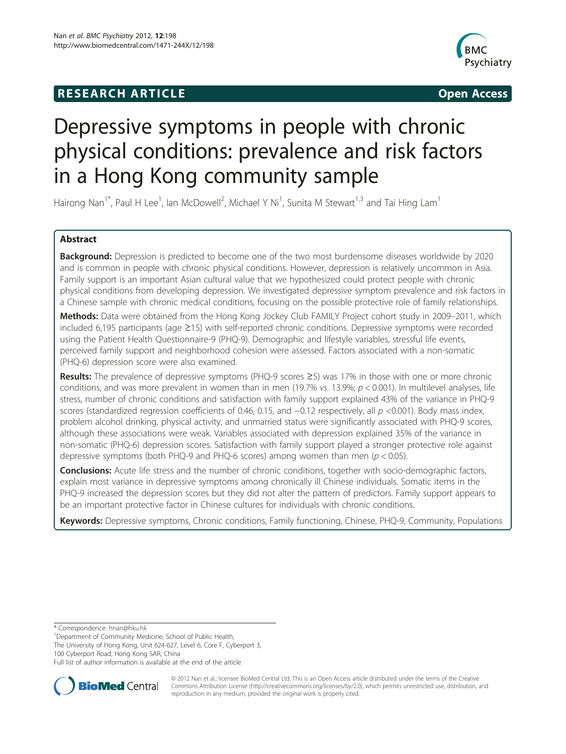**RESEARCH ARTICLE** **Open Access**

# Depressive symptoms in people with chronic physical conditions: prevalence and risk factors in a Hong Kong community sample

Hairong Nan[1*], Paul H Lee[1], Ian McDowell[2], Michael Y Ni[1], Sunita M Stewart[1,3] and Tai Hing Lam[1]

## Abstract

**Background:** Depression is predicted to become one of the two most burdensome diseases worldwide by 2020 and is common in people with chronic physical conditions. However, depression is relatively uncommon in Asia. Family support is an important Asian cultural value that we hypothesized could protect people with chronic physical conditions from developing depression. We investigated depressive symptom prevalence and risk factors in a Chinese sample with chronic medical conditions, focusing on the possible protective role of family relationships.

**Methods:** Data were obtained from the Hong Kong Jockey Club FAMILY Project cohort study in 2009–2011, which included 6,195 participants (age ≥15) with self-reported chronic conditions. Depressive symptoms were recorded using the Patient Health Questionnaire-9 (PHQ-9). Demographic and lifestyle variables, stressful life events, perceived family support and neighborhood cohesion were assessed. Factors associated with a non-somatic (PHQ-6) depression score were also examined.

**Results:** The prevalence of depressive symptoms (PHQ-9 scores ≥5) was 17% in those with one or more chronic conditions, and was more prevalent in women than in men (19.7% *vs*. 13.9%; $p < 0.001$). In multilevel analyses, life stress, number of chronic conditions and satisfaction with family support explained 43% of the variance in PHQ-9 scores (standardized regression coefficients of 0.46, 0.15, and −0.12 respectively, all $p < 0.001$). Body mass index, problem alcohol drinking, physical activity, and unmarried status were significantly associated with PHQ-9 scores, although these associations were weak. Variables associated with depression explained 35% of the variance in non-somatic (PHQ-6) depression scores. Satisfaction with family support played a stronger protective role against depressive symptoms (both PHQ-9 and PHQ-6 scores) among women than men ($p < 0.05$).

**Conclusions:** Acute life stress and the number of chronic conditions, together with socio-demographic factors, explain most variance in depressive symptoms among chronically ill Chinese individuals. Somatic items in the PHQ-9 increased the depression scores but they did not alter the pattern of predictors. Family support appears to be an important protective factor in Chinese cultures for individuals with chronic conditions.

**Keywords:** Depressive symptoms, Chronic conditions, Family functioning, Chinese, PHQ-9, Community, Populations

---

\* Correspondence: hnan@hku.hk

[1]Department of Community Medicine, School of Public Health, The University of Hong Kong, Unit 624-627, Level 6, Core F, Cyberport 3, 100 Cyberport Road, Hong Kong SAR, China

Full list of author information is available at the end of the article

© 2012 Nan et al.; licensee BioMed Central Ltd. This is an Open Access article distributed under the terms of the Creative Commons Attribution License (http://creativecommons.org/licenses/by/2.0), which permits unrestricted use, distribution, and reproduction in any medium, provided the original work is properly cited.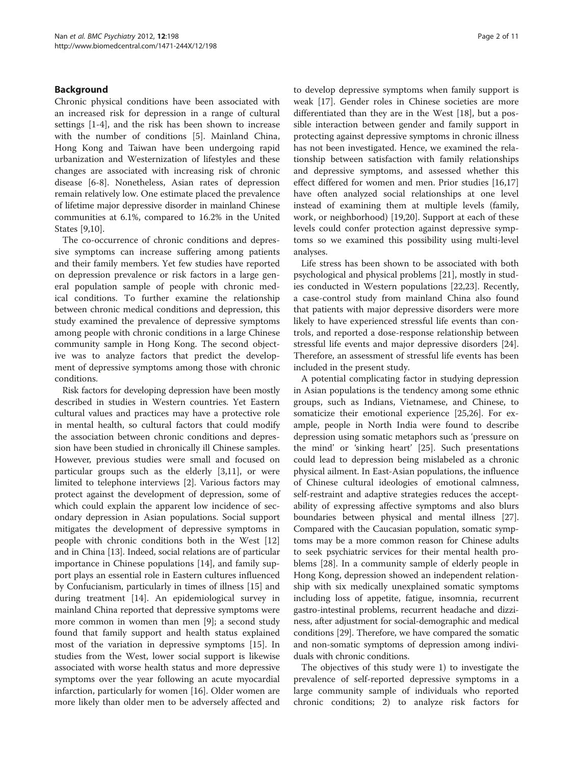## Background

Chronic physical conditions have been associated with an increased risk for depression in a range of cultural settings [1-4], and the risk has been shown to increase with the number of conditions [5]. Mainland China, Hong Kong and Taiwan have been undergoing rapid urbanization and Westernization of lifestyles and these changes are associated with increasing risk of chronic disease [6-8]. Nonetheless, Asian rates of depression remain relatively low. One estimate placed the prevalence of lifetime major depressive disorder in mainland Chinese communities at 6.1%, compared to 16.2% in the United States [9,10].

The co-occurrence of chronic conditions and depressive symptoms can increase suffering among patients and their family members. Yet few studies have reported on depression prevalence or risk factors in a large general population sample of people with chronic medical conditions. To further examine the relationship between chronic medical conditions and depression, this study examined the prevalence of depressive symptoms among people with chronic conditions in a large Chinese community sample in Hong Kong. The second objective was to analyze factors that predict the development of depressive symptoms among those with chronic conditions.

Risk factors for developing depression have been mostly described in studies in Western countries. Yet Eastern cultural values and practices may have a protective role in mental health, so cultural factors that could modify the association between chronic conditions and depression have been studied in chronically ill Chinese samples. However, previous studies were small and focused on particular groups such as the elderly [3,11], or were limited to telephone interviews [2]. Various factors may protect against the development of depression, some of which could explain the apparent low incidence of secondary depression in Asian populations. Social support mitigates the development of depressive symptoms in people with chronic conditions both in the West [12] and in China [13]. Indeed, social relations are of particular importance in Chinese populations [14], and family support plays an essential role in Eastern cultures influenced by Confucianism, particularly in times of illness [15] and during treatment [14]. An epidemiological survey in mainland China reported that depressive symptoms were more common in women than men [9]; a second study found that family support and health status explained most of the variation in depressive symptoms [15]. In studies from the West, lower social support is likewise associated with worse health status and more depressive symptoms over the year following an acute myocardial infarction, particularly for women [16]. Older women are more likely than older men to be adversely affected and to develop depressive symptoms when family support is weak [17]. Gender roles in Chinese societies are more differentiated than they are in the West [18], but a possible interaction between gender and family support in protecting against depressive symptoms in chronic illness has not been investigated. Hence, we examined the relationship between satisfaction with family relationships and depressive symptoms, and assessed whether this effect differed for women and men. Prior studies [16,17] have often analyzed social relationships at one level instead of examining them at multiple levels (family, work, or neighborhood) [19,20]. Support at each of these levels could confer protection against depressive symptoms so we examined this possibility using multi-level analyses.

Life stress has been shown to be associated with both psychological and physical problems [21], mostly in studies conducted in Western populations [22,23]. Recently, a case-control study from mainland China also found that patients with major depressive disorders were more likely to have experienced stressful life events than controls, and reported a dose-response relationship between stressful life events and major depressive disorders [24]. Therefore, an assessment of stressful life events has been included in the present study.

A potential complicating factor in studying depression in Asian populations is the tendency among some ethnic groups, such as Indians, Vietnamese, and Chinese, to somaticize their emotional experience [25,26]. For example, people in North India were found to describe depression using somatic metaphors such as 'pressure on the mind' or 'sinking heart' [25]. Such presentations could lead to depression being mislabeled as a chronic physical ailment. In East-Asian populations, the influence of Chinese cultural ideologies of emotional calmness, self-restraint and adaptive strategies reduces the acceptability of expressing affective symptoms and also blurs boundaries between physical and mental illness [27]. Compared with the Caucasian population, somatic symptoms may be a more common reason for Chinese adults to seek psychiatric services for their mental health problems [28]. In a community sample of elderly people in Hong Kong, depression showed an independent relationship with six medically unexplained somatic symptoms including loss of appetite, fatigue, insomnia, recurrent gastro-intestinal problems, recurrent headache and dizziness, after adjustment for social-demographic and medical conditions [29]. Therefore, we have compared the somatic and non-somatic symptoms of depression among individuals with chronic conditions.

The objectives of this study were 1) to investigate the prevalence of self-reported depressive symptoms in a large community sample of individuals who reported chronic conditions; 2) to analyze risk factors for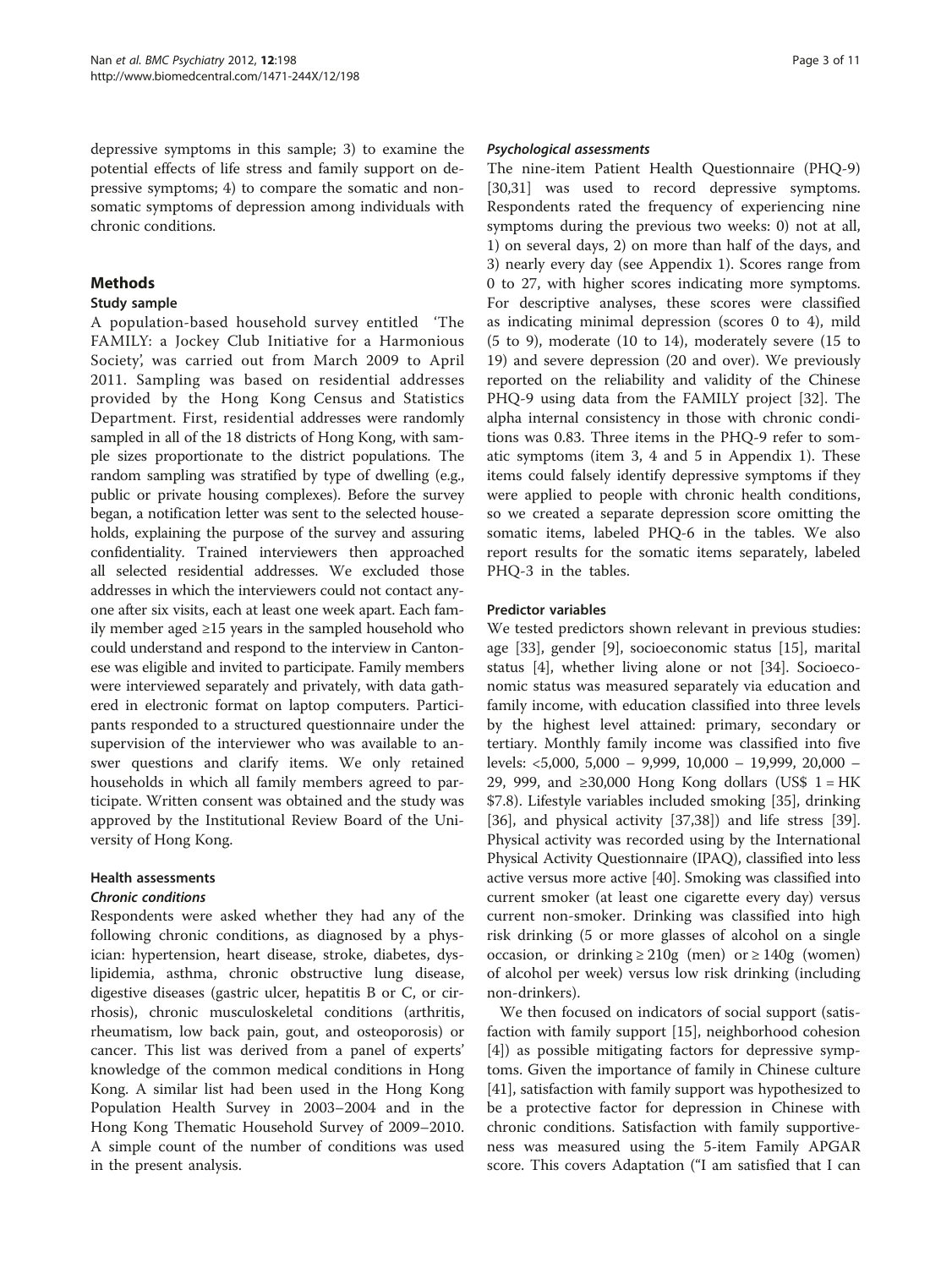depressive symptoms in this sample; 3) to examine the potential effects of life stress and family support on depressive symptoms; 4) to compare the somatic and non-somatic symptoms of depression among individuals with chronic conditions.

## Methods

### Study sample

A population-based household survey entitled 'The FAMILY: a Jockey Club Initiative for a Harmonious Society', was carried out from March 2009 to April 2011. Sampling was based on residential addresses provided by the Hong Kong Census and Statistics Department. First, residential addresses were randomly sampled in all of the 18 districts of Hong Kong, with sample sizes proportionate to the district populations. The random sampling was stratified by type of dwelling (e.g., public or private housing complexes). Before the survey began, a notification letter was sent to the selected households, explaining the purpose of the survey and assuring confidentiality. Trained interviewers then approached all selected residential addresses. We excluded those addresses in which the interviewers could not contact anyone after six visits, each at least one week apart. Each family member aged ≥15 years in the sampled household who could understand and respond to the interview in Cantonese was eligible and invited to participate. Family members were interviewed separately and privately, with data gathered in electronic format on laptop computers. Participants responded to a structured questionnaire under the supervision of the interviewer who was available to answer questions and clarify items. We only retained households in which all family members agreed to participate. Written consent was obtained and the study was approved by the Institutional Review Board of the University of Hong Kong.

### Health assessments

#### *Chronic conditions*

Respondents were asked whether they had any of the following chronic conditions, as diagnosed by a physician: hypertension, heart disease, stroke, diabetes, dyslipidemia, asthma, chronic obstructive lung disease, digestive diseases (gastric ulcer, hepatitis B or C, or cirrhosis), chronic musculoskeletal conditions (arthritis, rheumatism, low back pain, gout, and osteoporosis) or cancer. This list was derived from a panel of experts' knowledge of the common medical conditions in Hong Kong. A similar list had been used in the Hong Kong Population Health Survey in 2003–2004 and in the Hong Kong Thematic Household Survey of 2009–2010. A simple count of the number of conditions was used in the present analysis.

#### *Psychological assessments*

The nine-item Patient Health Questionnaire (PHQ-9) [30,31] was used to record depressive symptoms. Respondents rated the frequency of experiencing nine symptoms during the previous two weeks: 0) not at all, 1) on several days, 2) on more than half of the days, and 3) nearly every day (see Appendix 1). Scores range from 0 to 27, with higher scores indicating more symptoms. For descriptive analyses, these scores were classified as indicating minimal depression (scores 0 to 4), mild (5 to 9), moderate (10 to 14), moderately severe (15 to 19) and severe depression (20 and over). We previously reported on the reliability and validity of the Chinese PHQ-9 using data from the FAMILY project [32]. The alpha internal consistency in those with chronic conditions was 0.83. Three items in the PHQ-9 refer to somatic symptoms (item 3, 4 and 5 in Appendix 1). These items could falsely identify depressive symptoms if they were applied to people with chronic health conditions, so we created a separate depression score omitting the somatic items, labeled PHQ-6 in the tables. We also report results for the somatic items separately, labeled PHQ-3 in the tables.

### Predictor variables

We tested predictors shown relevant in previous studies: age [33], gender [9], socioeconomic status [15], marital status [4], whether living alone or not [34]. Socioeconomic status was measured separately via education and family income, with education classified into three levels by the highest level attained: primary, secondary or tertiary. Monthly family income was classified into five levels: <5,000, 5,000 – 9,999, 10,000 – 19,999, 20,000 – 29, 999, and ≥30,000 Hong Kong dollars (US$ 1 = HK $7.8). Lifestyle variables included smoking [35], drinking [36], and physical activity [37,38]) and life stress [39]. Physical activity was recorded using by the International Physical Activity Questionnaire (IPAQ), classified into less active versus more active [40]. Smoking was classified into current smoker (at least one cigarette every day) versus current non-smoker. Drinking was classified into high risk drinking (5 or more glasses of alcohol on a single occasion, or drinking ≥ 210g (men) or ≥ 140g (women) of alcohol per week) versus low risk drinking (including non-drinkers).

We then focused on indicators of social support (satisfaction with family support [15], neighborhood cohesion [4]) as possible mitigating factors for depressive symptoms. Given the importance of family in Chinese culture [41], satisfaction with family support was hypothesized to be a protective factor for depression in Chinese with chronic conditions. Satisfaction with family supportiveness was measured using the 5-item Family APGAR score. This covers Adaptation ("I am satisfied that I can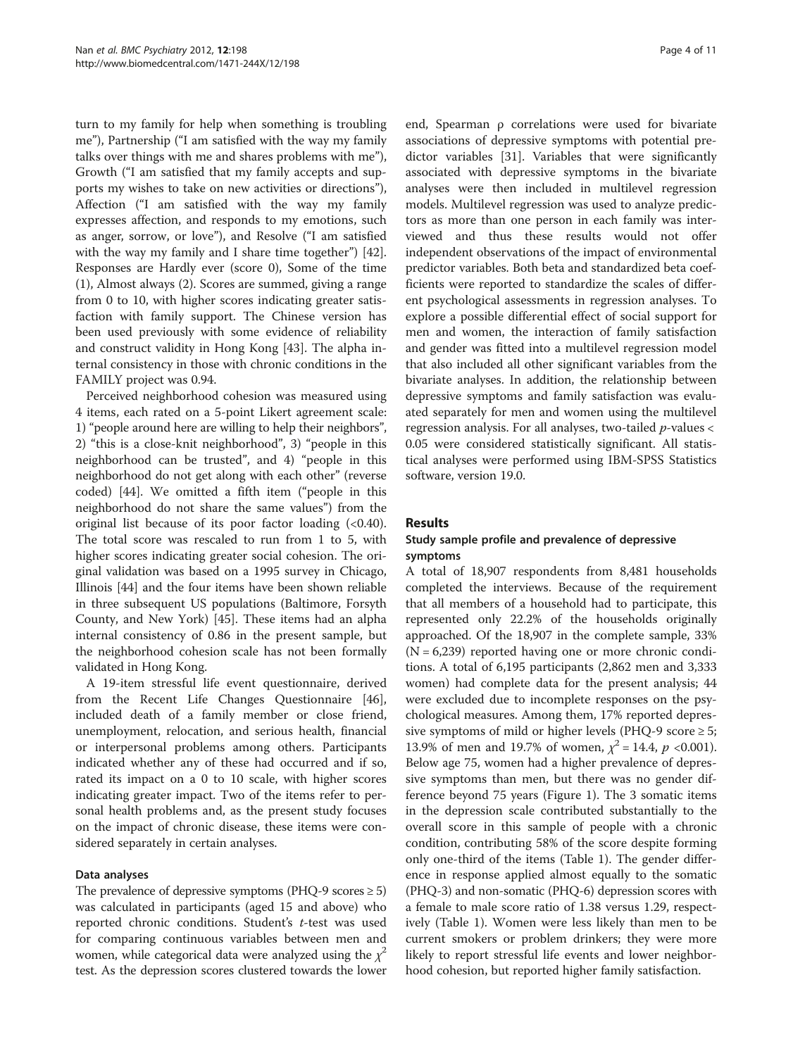turn to my family for help when something is troubling me"), Partnership ("I am satisfied with the way my family talks over things with me and shares problems with me"), Growth ("I am satisfied that my family accepts and supports my wishes to take on new activities or directions"), Affection ("I am satisfied with the way my family expresses affection, and responds to my emotions, such as anger, sorrow, or love"), and Resolve ("I am satisfied with the way my family and I share time together") [42]. Responses are Hardly ever (score 0), Some of the time (1), Almost always (2). Scores are summed, giving a range from 0 to 10, with higher scores indicating greater satisfaction with family support. The Chinese version has been used previously with some evidence of reliability and construct validity in Hong Kong [43]. The alpha internal consistency in those with chronic conditions in the FAMILY project was 0.94.

Perceived neighborhood cohesion was measured using 4 items, each rated on a 5-point Likert agreement scale: 1) "people around here are willing to help their neighbors", 2) "this is a close-knit neighborhood", 3) "people in this neighborhood can be trusted", and 4) "people in this neighborhood do not get along with each other" (reverse coded) [44]. We omitted a fifth item ("people in this neighborhood do not share the same values") from the original list because of its poor factor loading (<0.40). The total score was rescaled to run from 1 to 5, with higher scores indicating greater social cohesion. The original validation was based on a 1995 survey in Chicago, Illinois [44] and the four items have been shown reliable in three subsequent US populations (Baltimore, Forsyth County, and New York) [45]. These items had an alpha internal consistency of 0.86 in the present sample, but the neighborhood cohesion scale has not been formally validated in Hong Kong.

A 19-item stressful life event questionnaire, derived from the Recent Life Changes Questionnaire [46], included death of a family member or close friend, unemployment, relocation, and serious health, financial or interpersonal problems among others. Participants indicated whether any of these had occurred and if so, rated its impact on a 0 to 10 scale, with higher scores indicating greater impact. Two of the items refer to personal health problems and, as the present study focuses on the impact of chronic disease, these items were considered separately in certain analyses.

#### Data analyses

The prevalence of depressive symptoms (PHQ-9 scores ≥ 5) was calculated in participants (aged 15 and above) who reported chronic conditions. Student's *t*-test was used for comparing continuous variables between men and women, while categorical data were analyzed using the $\chi^2$ test. As the depression scores clustered towards the lower end, Spearman ρ correlations were used for bivariate associations of depressive symptoms with potential predictor variables [31]. Variables that were significantly associated with depressive symptoms in the bivariate analyses were then included in multilevel regression models. Multilevel regression was used to analyze predictors as more than one person in each family was interviewed and thus these results would not offer independent observations of the impact of environmental predictor variables. Both beta and standardized beta coefficients were reported to standardize the scales of different psychological assessments in regression analyses. To explore a possible differential effect of social support for men and women, the interaction of family satisfaction and gender was fitted into a multilevel regression model that also included all other significant variables from the bivariate analyses. In addition, the relationship between depressive symptoms and family satisfaction was evaluated separately for men and women using the multilevel regression analysis. For all analyses, two-tailed *p*-values < 0.05 were considered statistically significant. All statistical analyses were performed using IBM-SPSS Statistics software, version 19.0.

## Results

### Study sample profile and prevalence of depressive symptoms

A total of 18,907 respondents from 8,481 households completed the interviews. Because of the requirement that all members of a household had to participate, this represented only 22.2% of the households originally approached. Of the 18,907 in the complete sample, 33% (N = 6,239) reported having one or more chronic conditions. A total of 6,195 participants (2,862 men and 3,333 women) had complete data for the present analysis; 44 were excluded due to incomplete responses on the psychological measures. Among them, 17% reported depressive symptoms of mild or higher levels (PHQ-9 score ≥ 5; 13.9% of men and 19.7% of women, $\chi^2 = 14.4$, $p < 0.001$). Below age 75, women had a higher prevalence of depressive symptoms than men, but there was no gender difference beyond 75 years (Figure 1). The 3 somatic items in the depression scale contributed substantially to the overall score in this sample of people with a chronic condition, contributing 58% of the score despite forming only one-third of the items (Table 1). The gender difference in response applied almost equally to the somatic (PHQ-3) and non-somatic (PHQ-6) depression scores with a female to male score ratio of 1.38 versus 1.29, respectively (Table 1). Women were less likely than men to be current smokers or problem drinkers; they were more likely to report stressful life events and lower neighborhood cohesion, but reported higher family satisfaction.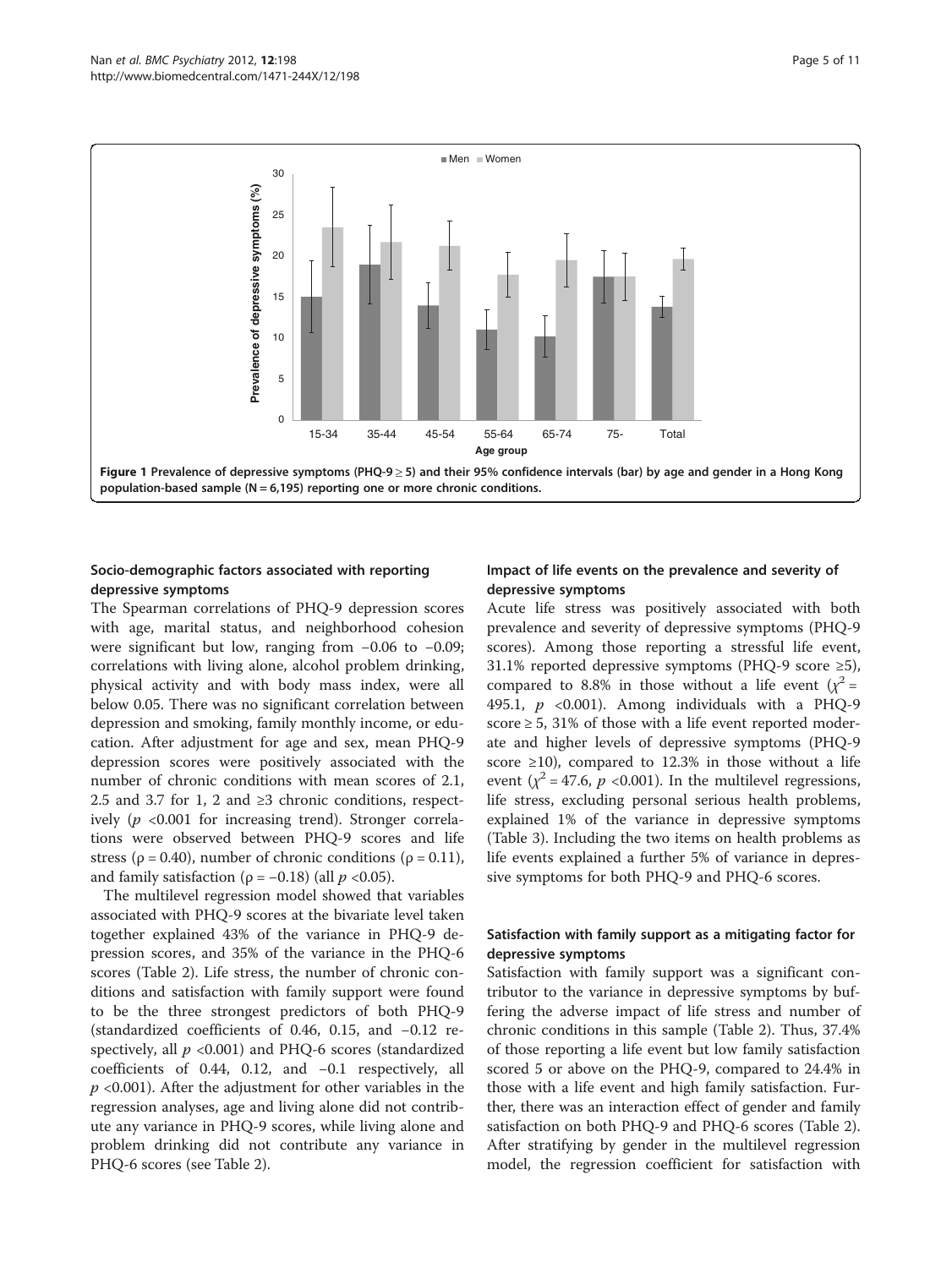Figure 1 Prevalence of depressive symptoms (PHQ-9 ≥ 5) and their 95% confidence intervals (bar) by age and gender in a Hong Kong population-based sample (N = 6,195) reporting one or more chronic conditions.

### Socio-demographic factors associated with reporting depressive symptoms

The Spearman correlations of PHQ-9 depression scores with age, marital status, and neighborhood cohesion were significant but low, ranging from −0.06 to −0.09; correlations with living alone, alcohol problem drinking, physical activity and with body mass index, were all below 0.05. There was no significant correlation between depression and smoking, family monthly income, or education. After adjustment for age and sex, mean PHQ-9 depression scores were positively associated with the number of chronic conditions with mean scores of 2.1, 2.5 and 3.7 for 1, 2 and ≥3 chronic conditions, respectively ($p$ <0.001 for increasing trend). Stronger correlations were observed between PHQ-9 scores and life stress ($\rho = 0.40$), number of chronic conditions ($\rho = 0.11$), and family satisfaction ($\rho = -0.18$) (all $p$ <0.05).

The multilevel regression model showed that variables associated with PHQ-9 scores at the bivariate level taken together explained 43% of the variance in PHQ-9 depression scores, and 35% of the variance in the PHQ-6 scores (Table 2). Life stress, the number of chronic conditions and satisfaction with family support were found to be the three strongest predictors of both PHQ-9 (standardized coefficients of 0.46, 0.15, and −0.12 respectively, all $p$ <0.001) and PHQ-6 scores (standardized coefficients of 0.44, 0.12, and −0.1 respectively, all $p$ <0.001). After the adjustment for other variables in the regression analyses, age and living alone did not contribute any variance in PHQ-9 scores, while living alone and problem drinking did not contribute any variance in PHQ-6 scores (see Table 2).

### Impact of life events on the prevalence and severity of depressive symptoms

Acute life stress was positively associated with both prevalence and severity of depressive symptoms (PHQ-9 scores). Among those reporting a stressful life event, 31.1% reported depressive symptoms (PHQ-9 score ≥5), compared to 8.8% in those without a life event ($\chi^2$ = 495.1, $p$ <0.001). Among individuals with a PHQ-9 score ≥ 5, 31% of those with a life event reported moderate and higher levels of depressive symptoms (PHQ-9 score ≥10), compared to 12.3% in those without a life event ($\chi^2$ = 47.6, $p$ <0.001). In the multilevel regressions, life stress, excluding personal serious health problems, explained 1% of the variance in depressive symptoms (Table 3). Including the two items on health problems as life events explained a further 5% of variance in depressive symptoms for both PHQ-9 and PHQ-6 scores.

### Satisfaction with family support as a mitigating factor for depressive symptoms

Satisfaction with family support was a significant contributor to the variance in depressive symptoms by buffering the adverse impact of life stress and number of chronic conditions in this sample (Table 2). Thus, 37.4% of those reporting a life event but low family satisfaction scored 5 or above on the PHQ-9, compared to 24.4% in those with a life event and high family satisfaction. Further, there was an interaction effect of gender and family satisfaction on both PHQ-9 and PHQ-6 scores (Table 2). After stratifying by gender in the multilevel regression model, the regression coefficient for satisfaction with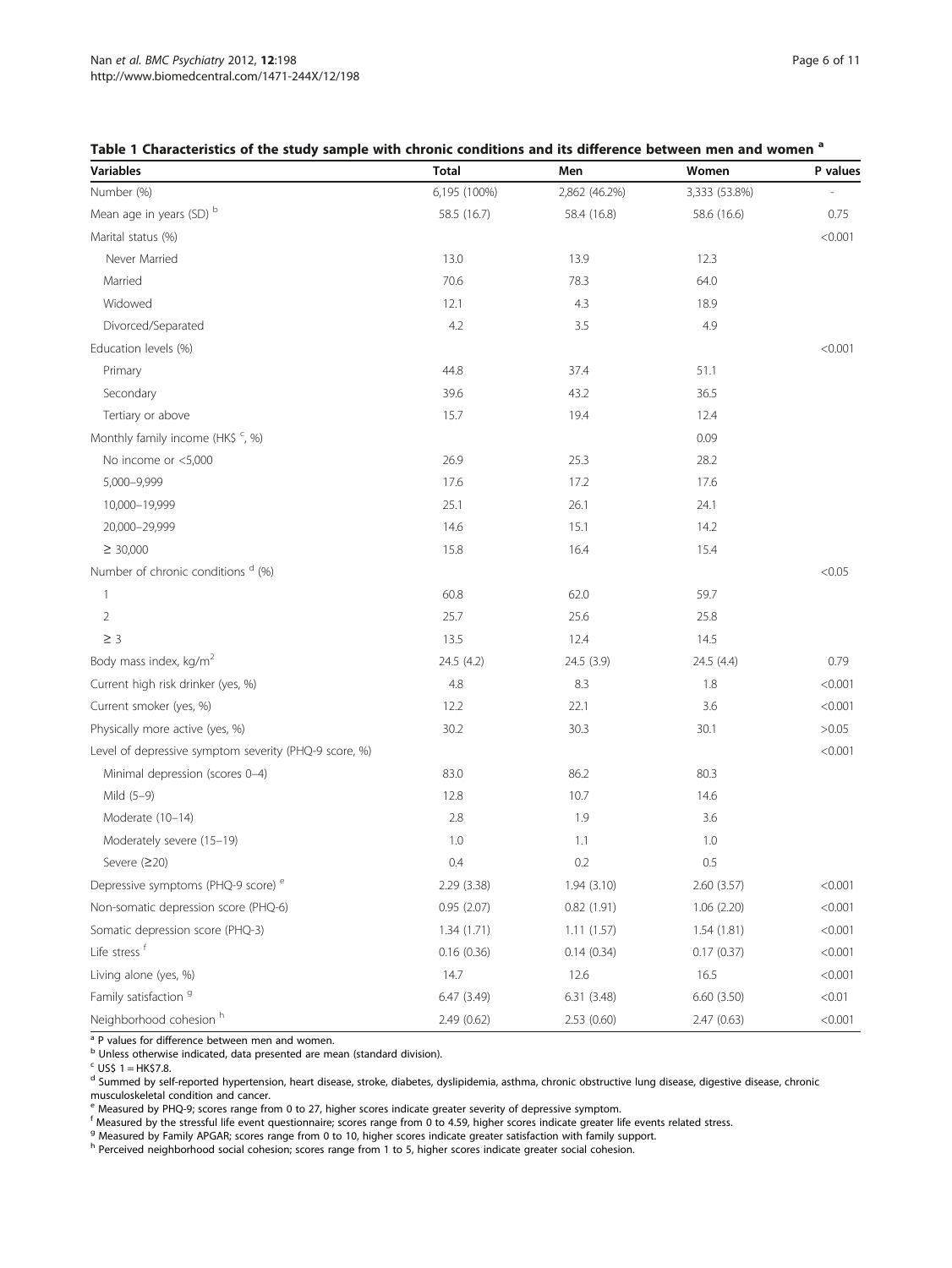**Table 1 Characteristics of the study sample with chronic conditions and its difference between men and women [a]**

| Variables | Total | Men | Women | P values |
|---|---|---|---|---|
| Number (%) | 6,195 (100%) | 2,862 (46.2%) | 3,333 (53.8%) | - |
| Mean age in years (SD) [b] | 58.5 (16.7) | 58.4 (16.8) | 58.6 (16.6) | 0.75 |
| Marital status (%) | | | | <0.001 |
| Never Married | 13.0 | 13.9 | 12.3 | |
| Married | 70.6 | 78.3 | 64.0 | |
| Widowed | 12.1 | 4.3 | 18.9 | |
| Divorced/Separated | 4.2 | 3.5 | 4.9 | |
| Education levels (%) | | | | <0.001 |
| Primary | 44.8 | 37.4 | 51.1 | |
| Secondary | 39.6 | 43.2 | 36.5 | |
| Tertiary or above | 15.7 | 19.4 | 12.4 | |
| Monthly family income (HK$ [c], %) | | | 0.09 | |
| No income or <5,000 | 26.9 | 25.3 | 28.2 | |
| 5,000–9,999 | 17.6 | 17.2 | 17.6 | |
| 10,000–19,999 | 25.1 | 26.1 | 24.1 | |
| 20,000–29,999 | 14.6 | 15.1 | 14.2 | |
| ≥ 30,000 | 15.8 | 16.4 | 15.4 | |
| Number of chronic conditions [d] (%) | | | | <0.05 |
| 1 | 60.8 | 62.0 | 59.7 | |
| 2 | 25.7 | 25.6 | 25.8 | |
| ≥ 3 | 13.5 | 12.4 | 14.5 | |
| Body mass index, kg/m$^2$ | 24.5 (4.2) | 24.5 (3.9) | 24.5 (4.4) | 0.79 |
| Current high risk drinker (yes, %) | 4.8 | 8.3 | 1.8 | <0.001 |
| Current smoker (yes, %) | 12.2 | 22.1 | 3.6 | <0.001 |
| Physically more active (yes, %) | 30.2 | 30.3 | 30.1 | >0.05 |
| Level of depressive symptom severity (PHQ-9 score, %) | | | | <0.001 |
| Minimal depression (scores 0–4) | 83.0 | 86.2 | 80.3 | |
| Mild (5–9) | 12.8 | 10.7 | 14.6 | |
| Moderate (10–14) | 2.8 | 1.9 | 3.6 | |
| Moderately severe (15–19) | 1.0 | 1.1 | 1.0 | |
| Severe (≥20) | 0.4 | 0.2 | 0.5 | |
| Depressive symptoms (PHQ-9 score) [e] | 2.29 (3.38) | 1.94 (3.10) | 2.60 (3.57) | <0.001 |
| Non-somatic depression score (PHQ-6) | 0.95 (2.07) | 0.82 (1.91) | 1.06 (2.20) | <0.001 |
| Somatic depression score (PHQ-3) | 1.34 (1.71) | 1.11 (1.57) | 1.54 (1.81) | <0.001 |
| Life stress [f] | 0.16 (0.36) | 0.14 (0.34) | 0.17 (0.37) | <0.001 |
| Living alone (yes, %) | 14.7 | 12.6 | 16.5 | <0.001 |
| Family satisfaction [g] | 6.47 (3.49) | 6.31 (3.48) | 6.60 (3.50) | <0.01 |
| Neighborhood cohesion [h] | 2.49 (0.62) | 2.53 (0.60) | 2.47 (0.63) | <0.001 |

[a] P values for difference between men and women.
[b] Unless otherwise indicated, data presented are mean (standard division).
[c] US$ 1 = HK$7.8.
[d] Summed by self-reported hypertension, heart disease, stroke, diabetes, dyslipidemia, asthma, chronic obstructive lung disease, digestive disease, chronic musculoskeletal condition and cancer.
[e] Measured by PHQ-9; scores range from 0 to 27, higher scores indicate greater severity of depressive symptom.
[f] Measured by the stressful life event questionnaire; scores range from 0 to 4.59, higher scores indicate greater life events related stress.
[g] Measured by Family APGAR; scores range from 0 to 10, higher scores indicate greater satisfaction with family support.
[h] Perceived neighborhood social cohesion; scores range from 1 to 5, higher scores indicate greater social cohesion.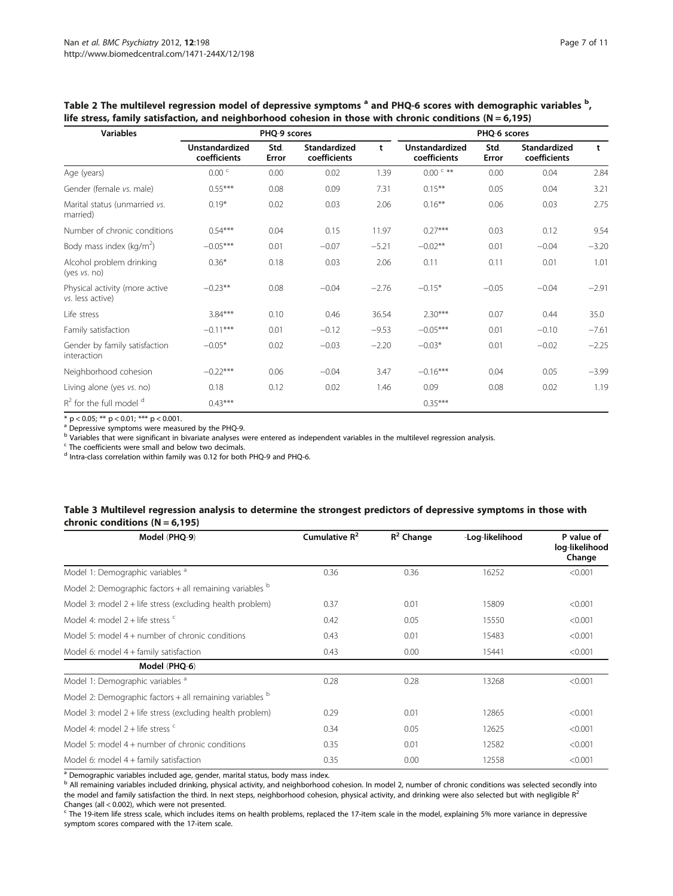**Table 2 The multilevel regression model of depressive symptoms [a] and PHQ-6 scores with demographic variables [b], life stress, family satisfaction, and neighborhood cohesion in those with chronic conditions (N = 6,195)**

| Variables | PHQ-9 scores | | | | PHQ-6 scores | | | |
|---|---|---|---|---|---|---|---|---|
| | Unstandardized coefficients | Std. Error | Standardized coefficients | t | Unstandardized coefficients | Std. Error | Standardized coefficients | t |
| Age (years) | 0.00 [c] | 0.00 | 0.02 | 1.39 | 0.00 [c] ** | 0.00 | 0.04 | 2.84 |
| Gender (female *vs.* male) | 0.55*** | 0.08 | 0.09 | 7.31 | 0.15** | 0.05 | 0.04 | 3.21 |
| Marital status (unmarried *vs.* married) | 0.19* | 0.02 | 0.03 | 2.06 | 0.16** | 0.06 | 0.03 | 2.75 |
| Number of chronic conditions | 0.54*** | 0.04 | 0.15 | 11.97 | 0.27*** | 0.03 | 0.12 | 9.54 |
| Body mass index (kg/m$^2$) | −0.05*** | 0.01 | −0.07 | −5.21 | −0.02** | 0.01 | −0.04 | −3.20 |
| Alcohol problem drinking (yes *vs.* no) | 0.36* | 0.18 | 0.03 | 2.06 | 0.11 | 0.11 | 0.01 | 1.01 |
| Physical activity (more active *vs.* less active) | −0.23** | 0.08 | −0.04 | −2.76 | −0.15* | −0.05 | −0.04 | −2.91 |
| Life stress | 3.84*** | 0.10 | 0.46 | 36.54 | 2.30*** | 0.07 | 0.44 | 35.0 |
| Family satisfaction | −0.11*** | 0.01 | −0.12 | −9.53 | −0.05*** | 0.01 | −0.10 | −7.61 |
| Gender by family satisfaction interaction | −0.05* | 0.02 | −0.03 | −2.20 | −0.03* | 0.01 | −0.02 | −2.25 |
| Neighborhood cohesion | −0.22*** | 0.06 | −0.04 | 3.47 | −0.16*** | 0.04 | 0.05 | −3.99 |
| Living alone (yes *vs.* no) | 0.18 | 0.12 | 0.02 | 1.46 | 0.09 | 0.08 | 0.02 | 1.19 |
| $R^2$ for the full model [d] | 0.43*** | | | | 0.35*** | | | |

* $p < 0.05$; ** $p < 0.01$; *** $p < 0.001$.
[a] Depressive symptoms were measured by the PHQ-9.
[b] Variables that were significant in bivariate analyses were entered as independent variables in the multilevel regression analysis.
[c] The coefficients were small and below two decimals.
[d] Intra-class correlation within family was 0.12 for both PHQ-9 and PHQ-6.

**Table 3 Multilevel regression analysis to determine the strongest predictors of depressive symptoms in those with chronic conditions (N = 6,195)**

| Model (PHQ-9) | Cumulative $R^2$ | $R^2$ Change | -Log-likelihood | P value of log-likelihood Change |
|---|---|---|---|---|
| Model 1: Demographic variables [a] | 0.36 | 0.36 | 16252 | <0.001 |
| Model 2: Demographic factors + all remaining variables [b] | | | | |
| Model 3: model 2 + life stress (excluding health problem) | 0.37 | 0.01 | 15809 | <0.001 |
| Model 4: model 2 + life stress [c] | 0.42 | 0.05 | 15550 | <0.001 |
| Model 5: model 4 + number of chronic conditions | 0.43 | 0.01 | 15483 | <0.001 |
| Model 6: model 4 + family satisfaction | 0.43 | 0.00 | 15441 | <0.001 |
| **Model (PHQ-6)** | | | | |
| Model 1: Demographic variables [a] | 0.28 | 0.28 | 13268 | <0.001 |
| Model 2: Demographic factors + all remaining variables [b] | | | | |
| Model 3: model 2 + life stress (excluding health problem) | 0.29 | 0.01 | 12865 | <0.001 |
| Model 4: model 2 + life stress [c] | 0.34 | 0.05 | 12625 | <0.001 |
| Model 5: model 4 + number of chronic conditions | 0.35 | 0.01 | 12582 | <0.001 |
| Model 6: model 4 + family satisfaction | 0.35 | 0.00 | 12558 | <0.001 |

[a] Demographic variables included age, gender, marital status, body mass index.
[b] All remaining variables included drinking, physical activity, and neighborhood cohesion. In model 2, number of chronic conditions was selected secondly into the model and family satisfaction the third. In next steps, neighborhood cohesion, physical activity, and drinking were also selected but with negligible $R^2$ Changes (all < 0.002), which were not presented.
[c] The 19-item life stress scale, which includes items on health problems, replaced the 17-item scale in the model, explaining 5% more variance in depressive symptom scores compared with the 17-item scale.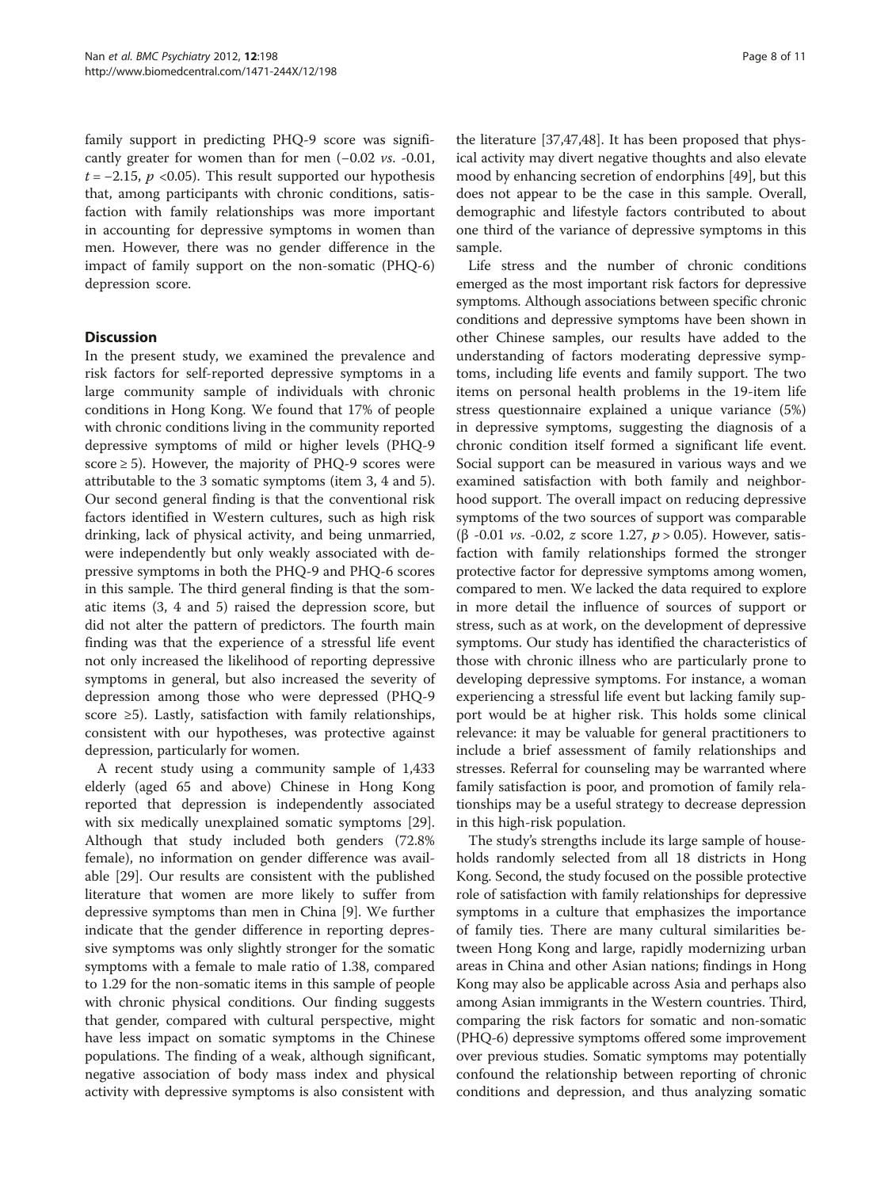family support in predicting PHQ-9 score was significantly greater for women than for men (−0.02 *vs*. -0.01, $t = -2.15$, $p < 0.05$). This result supported our hypothesis that, among participants with chronic conditions, satisfaction with family relationships was more important in accounting for depressive symptoms in women than men. However, there was no gender difference in the impact of family support on the non-somatic (PHQ-6) depression score.

## Discussion

In the present study, we examined the prevalence and risk factors for self-reported depressive symptoms in a large community sample of individuals with chronic conditions in Hong Kong. We found that 17% of people with chronic conditions living in the community reported depressive symptoms of mild or higher levels (PHQ-9 score ≥ 5). However, the majority of PHQ-9 scores were attributable to the 3 somatic symptoms (item 3, 4 and 5). Our second general finding is that the conventional risk factors identified in Western cultures, such as high risk drinking, lack of physical activity, and being unmarried, were independently but only weakly associated with depressive symptoms in both the PHQ-9 and PHQ-6 scores in this sample. The third general finding is that the somatic items (3, 4 and 5) raised the depression score, but did not alter the pattern of predictors. The fourth main finding was that the experience of a stressful life event not only increased the likelihood of reporting depressive symptoms in general, but also increased the severity of depression among those who were depressed (PHQ-9 score ≥5). Lastly, satisfaction with family relationships, consistent with our hypotheses, was protective against depression, particularly for women.

A recent study using a community sample of 1,433 elderly (aged 65 and above) Chinese in Hong Kong reported that depression is independently associated with six medically unexplained somatic symptoms [29]. Although that study included both genders (72.8% female), no information on gender difference was available [29]. Our results are consistent with the published literature that women are more likely to suffer from depressive symptoms than men in China [9]. We further indicate that the gender difference in reporting depressive symptoms was only slightly stronger for the somatic symptoms with a female to male ratio of 1.38, compared to 1.29 for the non-somatic items in this sample of people with chronic physical conditions. Our finding suggests that gender, compared with cultural perspective, might have less impact on somatic symptoms in the Chinese populations. The finding of a weak, although significant, negative association of body mass index and physical activity with depressive symptoms is also consistent with the literature [37,47,48]. It has been proposed that physical activity may divert negative thoughts and also elevate mood by enhancing secretion of endorphins [49], but this does not appear to be the case in this sample. Overall, demographic and lifestyle factors contributed to about one third of the variance of depressive symptoms in this sample.

Life stress and the number of chronic conditions emerged as the most important risk factors for depressive symptoms. Although associations between specific chronic conditions and depressive symptoms have been shown in other Chinese samples, our results have added to the understanding of factors moderating depressive symptoms, including life events and family support. The two items on personal health problems in the 19-item life stress questionnaire explained a unique variance (5%) in depressive symptoms, suggesting the diagnosis of a chronic condition itself formed a significant life event. Social support can be measured in various ways and we examined satisfaction with both family and neighborhood support. The overall impact on reducing depressive symptoms of the two sources of support was comparable (β -0.01 *vs*. -0.02, *z* score 1.27, $p > 0.05$). However, satisfaction with family relationships formed the stronger protective factor for depressive symptoms among women, compared to men. We lacked the data required to explore in more detail the influence of sources of support or stress, such as at work, on the development of depressive symptoms. Our study has identified the characteristics of those with chronic illness who are particularly prone to developing depressive symptoms. For instance, a woman experiencing a stressful life event but lacking family support would be at higher risk. This holds some clinical relevance: it may be valuable for general practitioners to include a brief assessment of family relationships and stresses. Referral for counseling may be warranted where family satisfaction is poor, and promotion of family relationships may be a useful strategy to decrease depression in this high-risk population.

The study's strengths include its large sample of households randomly selected from all 18 districts in Hong Kong. Second, the study focused on the possible protective role of satisfaction with family relationships for depressive symptoms in a culture that emphasizes the importance of family ties. There are many cultural similarities between Hong Kong and large, rapidly modernizing urban areas in China and other Asian nations; findings in Hong Kong may also be applicable across Asia and perhaps also among Asian immigrants in the Western countries. Third, comparing the risk factors for somatic and non-somatic (PHQ-6) depressive symptoms offered some improvement over previous studies. Somatic symptoms may potentially confound the relationship between reporting of chronic conditions and depression, and thus analyzing somatic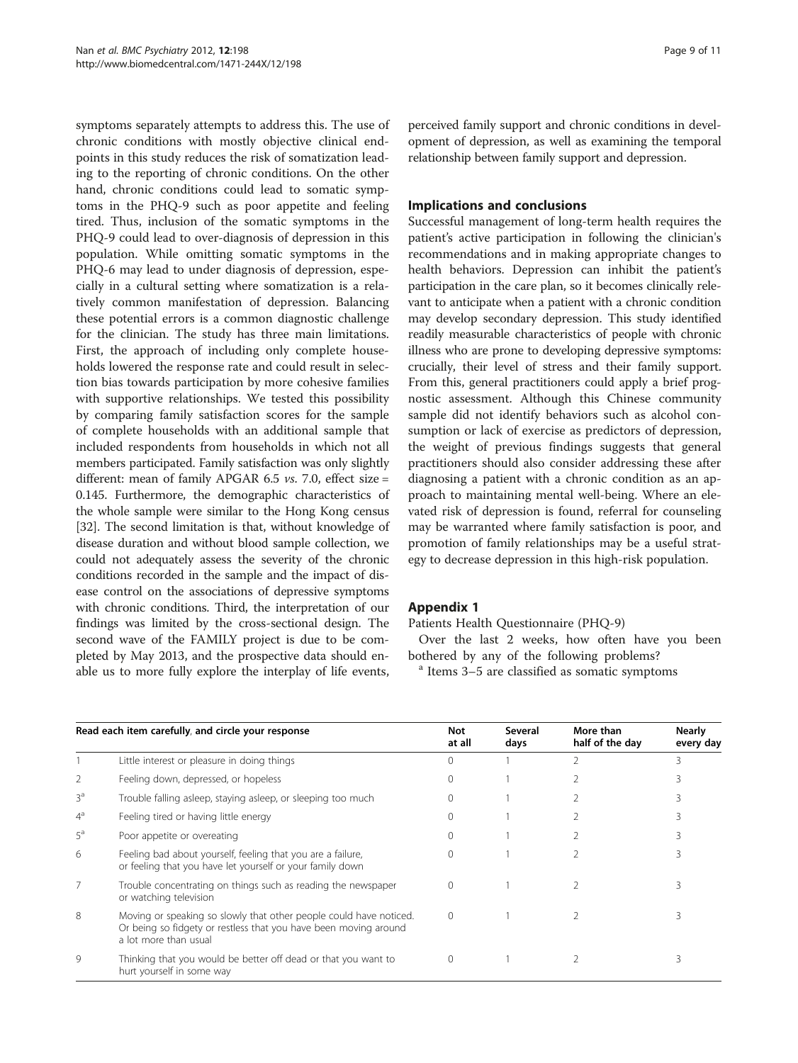symptoms separately attempts to address this. The use of chronic conditions with mostly objective clinical endpoints in this study reduces the risk of somatization leading to the reporting of chronic conditions. On the other hand, chronic conditions could lead to somatic symptoms in the PHQ-9 such as poor appetite and feeling tired. Thus, inclusion of the somatic symptoms in the PHQ-9 could lead to over-diagnosis of depression in this population. While omitting somatic symptoms in the PHQ-6 may lead to under diagnosis of depression, especially in a cultural setting where somatization is a relatively common manifestation of depression. Balancing these potential errors is a common diagnostic challenge for the clinician. The study has three main limitations. First, the approach of including only complete households lowered the response rate and could result in selection bias towards participation by more cohesive families with supportive relationships. We tested this possibility by comparing family satisfaction scores for the sample of complete households with an additional sample that included respondents from households in which not all members participated. Family satisfaction was only slightly different: mean of family APGAR 6.5 *vs.* 7.0, effect size = 0.145. Furthermore, the demographic characteristics of the whole sample were similar to the Hong Kong census [32]. The second limitation is that, without knowledge of disease duration and without blood sample collection, we could not adequately assess the severity of the chronic conditions recorded in the sample and the impact of disease control on the associations of depressive symptoms with chronic conditions. Third, the interpretation of our findings was limited by the cross-sectional design. The second wave of the FAMILY project is due to be completed by May 2013, and the prospective data should enable us to more fully explore the interplay of life events, perceived family support and chronic conditions in development of depression, as well as examining the temporal relationship between family support and depression.

## Implications and conclusions

Successful management of long-term health requires the patient's active participation in following the clinician's recommendations and in making appropriate changes to health behaviors. Depression can inhibit the patient's participation in the care plan, so it becomes clinically relevant to anticipate when a patient with a chronic condition may develop secondary depression. This study identified readily measurable characteristics of people with chronic illness who are prone to developing depressive symptoms: crucially, their level of stress and their family support. From this, general practitioners could apply a brief prognostic assessment. Although this Chinese community sample did not identify behaviors such as alcohol consumption or lack of exercise as predictors of depression, the weight of previous findings suggests that general practitioners should also consider addressing these after diagnosing a patient with a chronic condition as an approach to maintaining mental well-being. Where an elevated risk of depression is found, referral for counseling may be warranted where family satisfaction is poor, and promotion of family relationships may be a useful strategy to decrease depression in this high-risk population.

## Appendix 1

Patients Health Questionnaire (PHQ-9)

Over the last 2 weeks, how often have you been bothered by any of the following problems?

[a] Items 3–5 are classified as somatic symptoms

| Read each item carefully, and circle your response | | Not at all | Several days | More than half of the day | Nearly every day |
|---|---|---|---|---|---|
| 1 | Little interest or pleasure in doing things | 0 | 1 | 2 | 3 |
| 2 | Feeling down, depressed, or hopeless | 0 | 1 | 2 | 3 |
| 3[a] | Trouble falling asleep, staying asleep, or sleeping too much | 0 | 1 | 2 | 3 |
| 4[a] | Feeling tired or having little energy | 0 | 1 | 2 | 3 |
| 5[a] | Poor appetite or overeating | 0 | 1 | 2 | 3 |
| 6 | Feeling bad about yourself, feeling that you are a failure, or feeling that you have let yourself or your family down | 0 | 1 | 2 | 3 |
| 7 | Trouble concentrating on things such as reading the newspaper or watching television | 0 | 1 | 2 | 3 |
| 8 | Moving or speaking so slowly that other people could have noticed. Or being so fidgety or restless that you have been moving around a lot more than usual | 0 | 1 | 2 | 3 |
| 9 | Thinking that you would be better off dead or that you want to hurt yourself in some way | 0 | 1 | 2 | 3 |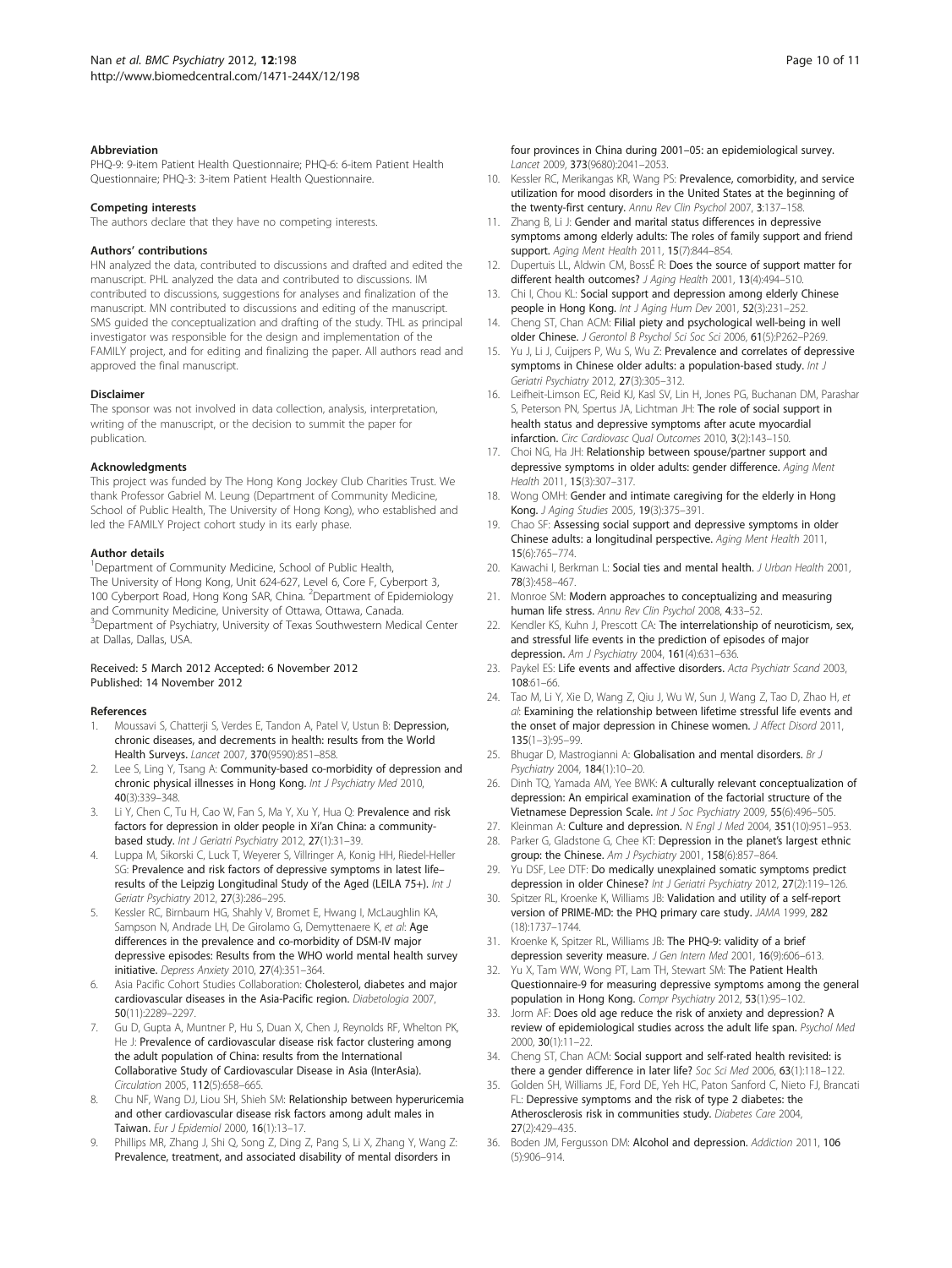### Abbreviation

PHQ-9: 9-item Patient Health Questionnaire; PHQ-6: 6-item Patient Health Questionnaire; PHQ-3: 3-item Patient Health Questionnaire.

### Competing interests

The authors declare that they have no competing interests.

### Authors' contributions

HN analyzed the data, contributed to discussions and drafted and edited the manuscript. PHL analyzed the data and contributed to discussions. IM contributed to discussions, suggestions for analyses and finalization of the manuscript. MN contributed to discussions and editing of the manuscript. SMS guided the conceptualization and drafting of the study. THL as principal investigator was responsible for the design and implementation of the FAMILY project, and for editing and finalizing the paper. All authors read and approved the final manuscript.

### Disclaimer

The sponsor was not involved in data collection, analysis, interpretation, writing of the manuscript, or the decision to summit the paper for publication.

### Acknowledgments

This project was funded by The Hong Kong Jockey Club Charities Trust. We thank Professor Gabriel M. Leung (Department of Community Medicine, School of Public Health, The University of Hong Kong), who established and led the FAMILY Project cohort study in its early phase.

### Author details

[1]Department of Community Medicine, School of Public Health, The University of Hong Kong, Unit 624-627, Level 6, Core F, Cyberport 3, 100 Cyberport Road, Hong Kong SAR, China. [2]Department of Epidemiology and Community Medicine, University of Ottawa, Ottawa, Canada. [3]Department of Psychiatry, University of Texas Southwestern Medical Center at Dallas, Dallas, USA.

Received: 5 March 2012 Accepted: 6 November 2012
Published: 14 November 2012

### References

1. Moussavi S, Chatterji S, Verdes E, Tandon A, Patel V, Ustun B: **Depression, chronic diseases, and decrements in health: results from the World Health Surveys.** *Lancet* 2007, **370**(9590):851–858.
2. Lee S, Ling Y, Tsang A: **Community-based co-morbidity of depression and chronic physical illnesses in Hong Kong.** *Int J Psychiatry Med* 2010, **40**(3):339–348.
3. Li Y, Chen C, Tu H, Cao W, Fan S, Ma Y, Xu Y, Hua Q: **Prevalence and risk factors for depression in older people in Xi'an China: a community-based study.** *Int J Geriatr Psychiatry* 2012, **27**(1):31–39.
4. Luppa M, Sikorski C, Luck T, Weyerer S, Villringer A, Konig HH, Riedel-Heller SG: **Prevalence and risk factors of depressive symptoms in latest life–results of the Leipzig Longitudinal Study of the Aged (LEILA 75+).** *Int J Geriatr Psychiatry* 2012, **27**(3):286–295.
5. Kessler RC, Birnbaum HG, Shahly V, Bromet E, Hwang I, McLaughlin KA, Sampson N, Andrade LH, De Girolamo G, Demyttenaere K, *et al*: **Age differences in the prevalence and co-morbidity of DSM-IV major depressive episodes: Results from the WHO world mental health survey initiative.** *Depress Anxiety* 2010, **27**(4):351–364.
6. Asia Pacific Cohort Studies Collaboration: **Cholesterol, diabetes and major cardiovascular diseases in the Asia-Pacific region.** *Diabetologia* 2007, **50**(11):2289–2297.
7. Gu D, Gupta A, Muntner P, Hu S, Duan X, Chen J, Reynolds RF, Whelton PK, He J: **Prevalence of cardiovascular disease risk factor clustering among the adult population of China: results from the International Collaborative Study of Cardiovascular Disease in Asia (InterAsia).** *Circulation* 2005, **112**(5):658–665.
8. Chu NF, Wang DJ, Liou SH, Shieh SM: **Relationship between hyperuricemia and other cardiovascular disease risk factors among adult males in Taiwan.** *Eur J Epidemiol* 2000, **16**(1):13–17.
9. Phillips MR, Zhang J, Shi Q, Song Z, Ding Z, Pang S, Li X, Zhang Y, Wang Z: **Prevalence, treatment, and associated disability of mental disorders in four provinces in China during 2001–05: an epidemiological survey.** *Lancet* 2009, **373**(9680):2041–2053.
10. Kessler RC, Merikangas KR, Wang PS: **Prevalence, comorbidity, and service utilization for mood disorders in the United States at the beginning of the twenty-first century.** *Annu Rev Clin Psychol* 2007, **3**:137–158.
11. Zhang B, Li J: **Gender and marital status differences in depressive symptoms among elderly adults: The roles of family support and friend support.** *Aging Ment Health* 2011, **15**(7):844–854.
12. Dupertuis LL, Aldwin CM, BossÉ R: **Does the source of support matter for different health outcomes?** *J Aging Health* 2001, **13**(4):494–510.
13. Chi I, Chou KL: **Social support and depression among elderly Chinese people in Hong Kong.** *Int J Aging Hum Dev* 2001, **52**(3):231–252.
14. Cheng ST, Chan ACM: **Filial piety and psychological well-being in well older Chinese.** *J Gerontol B Psychol Sci Soc Sci* 2006, **61**(5):P262–P269.
15. Yu J, Li J, Cuijpers P, Wu S, Wu Z: **Prevalence and correlates of depressive symptoms in Chinese older adults: a population-based study.** *Int J Geriatri Psychiatry* 2012, **27**(3):305–312.
16. Leifheit-Limson EC, Reid KJ, Kasl SV, Lin H, Jones PG, Buchanan DM, Parashar S, Peterson PN, Spertus JA, Lichtman JH: **The role of social support in health status and depressive symptoms after acute myocardial infarction.** *Circ Cardiovasc Qual Outcomes* 2010, **3**(2):143–150.
17. Choi NG, Ha JH: **Relationship between spouse/partner support and depressive symptoms in older adults: gender difference.** *Aging Ment Health* 2011, **15**(3):307–317.
18. Wong OMH: **Gender and intimate caregiving for the elderly in Hong Kong.** *J Aging Studies* 2005, **19**(3):375–391.
19. Chao SF: **Assessing social support and depressive symptoms in older Chinese adults: a longitudinal perspective.** *Aging Ment Health* 2011, **15**(6):765–774.
20. Kawachi I, Berkman L: **Social ties and mental health.** *J Urban Health* 2001, **78**(3):458–467.
21. Monroe SM: **Modern approaches to conceptualizing and measuring human life stress.** *Annu Rev Clin Psychol* 2008, **4**:33–52.
22. Kendler KS, Kuhn J, Prescott CA: **The interrelationship of neuroticism, sex, and stressful life events in the prediction of episodes of major depression.** *Am J Psychiatry* 2004, **161**(4):631–636.
23. Paykel ES: **Life events and affective disorders.** *Acta Psychiatr Scand* 2003, **108**:61–66.
24. Tao M, Li Y, Xie D, Wang Z, Qiu J, Wu W, Sun J, Wang Z, Tao D, Zhao H, *et al*: **Examining the relationship between lifetime stressful life events and the onset of major depression in Chinese women.** *J Affect Disord* 2011, **135**(1–3):95–99.
25. Bhugar D, Mastrogianni A: **Globalisation and mental disorders.** *Br J Psychiatry* 2004, **184**(1):10–20.
26. Dinh TQ, Yamada AM, Yee BWK: **A culturally relevant conceptualization of depression: An empirical examination of the factorial structure of the Vietnamese Depression Scale.** *Int J Soc Psychiatry* 2009, **55**(6):496–505.
27. Kleinman A: **Culture and depression.** *N Engl J Med* 2004, **351**(10):951–953.
28. Parker G, Gladstone G, Chee KT: **Depression in the planet's largest ethnic group: the Chinese.** *Am J Psychiatry* 2001, **158**(6):857–864.
29. Yu DSF, Lee DTF: **Do medically unexplained somatic symptoms predict depression in older Chinese?** *Int J Geriatri Psychiatry* 2012, **27**(2):119–126.
30. Spitzer RL, Kroenke K, Williams JB: **Validation and utility of a self-report version of PRIME-MD: the PHQ primary care study.** *JAMA* 1999, **282** (18):1737–1744.
31. Kroenke K, Spitzer RL, Williams JB: **The PHQ-9: validity of a brief depression severity measure.** *J Gen Intern Med* 2001, **16**(9):606–613.
32. Yu X, Tam WW, Wong PT, Lam TH, Stewart SM: **The Patient Health Questionnaire-9 for measuring depressive symptoms among the general population in Hong Kong.** *Compr Psychiatry* 2012, **53**(1):95–102.
33. Jorm AF: **Does old age reduce the risk of anxiety and depression? A review of epidemiological studies across the adult life span.** *Psychol Med* 2000, **30**(1):11–22.
34. Cheng ST, Chan ACM: **Social support and self-rated health revisited: is there a gender difference in later life?** *Soc Sci Med* 2006, **63**(1):118–122.
35. Golden SH, Williams JE, Ford DE, Yeh HC, Paton Sanford C, Nieto FJ, Brancati FL: **Depressive symptoms and the risk of type 2 diabetes: the Atherosclerosis risk in communities study.** *Diabetes Care* 2004, **27**(2):429–435.
36. Boden JM, Fergusson DM: **Alcohol and depression.** *Addiction* 2011, **106** (5):906–914.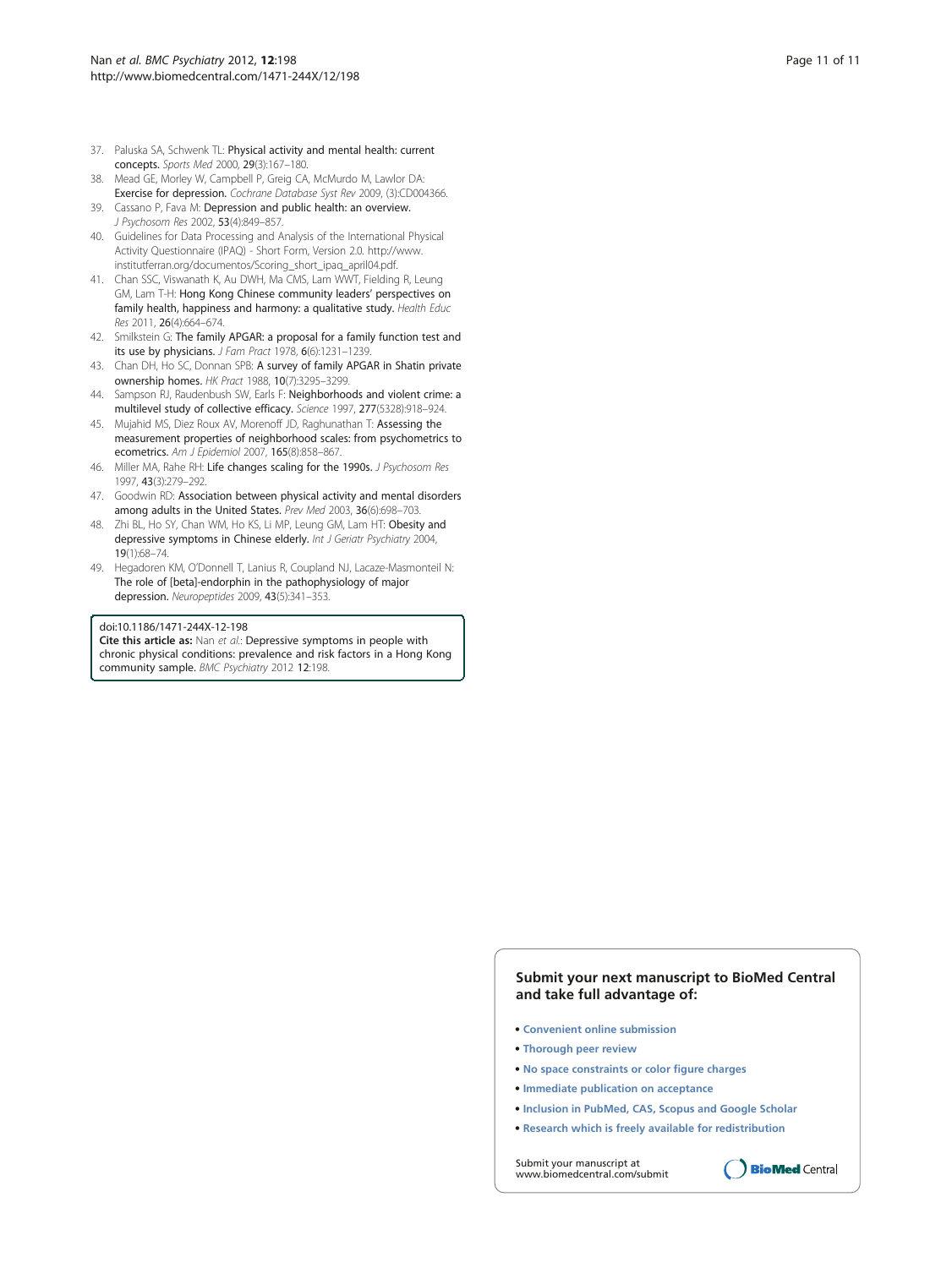37. Paluska SA, Schwenk TL: **Physical activity and mental health: current concepts.** *Sports Med* 2000, **29**(3):167–180.
38. Mead GE, Morley W, Campbell P, Greig CA, McMurdo M, Lawlor DA: **Exercise for depression.** *Cochrane Database Syst Rev* 2009, (3):CD004366.
39. Cassano P, Fava M: **Depression and public health: an overview.** *J Psychosom Res* 2002, **53**(4):849–857.
40. Guidelines for Data Processing and Analysis of the International Physical Activity Questionnaire (IPAQ) - Short Form, Version 2.0. http://www.institutferran.org/documentos/Scoring_short_ipaq_april04.pdf.
41. Chan SSC, Viswanath K, Au DWH, Ma CMS, Lam WWT, Fielding R, Leung GM, Lam T-H: **Hong Kong Chinese community leaders' perspectives on family health, happiness and harmony: a qualitative study.** *Health Educ Res* 2011, **26**(4):664–674.
42. Smilkstein G: **The family APGAR: a proposal for a family function test and its use by physicians.** *J Fam Pract* 1978, **6**(6):1231–1239.
43. Chan DH, Ho SC, Donnan SPB: **A survey of family APGAR in Shatin private ownership homes.** *HK Pract* 1988, **10**(7):3295–3299.
44. Sampson RJ, Raudenbush SW, Earls F: **Neighborhoods and violent crime: a multilevel study of collective efficacy.** *Science* 1997, **277**(5328):918–924.
45. Mujahid MS, Diez Roux AV, Morenoff JD, Raghunathan T: **Assessing the measurement properties of neighborhood scales: from psychometrics to ecometrics.** *Am J Epidemiol* 2007, **165**(8):858–867.
46. Miller MA, Rahe RH: **Life changes scaling for the 1990s.** *J Psychosom Res* 1997, **43**(3):279–292.
47. Goodwin RD: **Association between physical activity and mental disorders among adults in the United States.** *Prev Med* 2003, **36**(6):698–703.
48. Zhi BL, Ho SY, Chan WM, Ho KS, Li MP, Leung GM, Lam HT: **Obesity and depressive symptoms in Chinese elderly.** *Int J Geriatr Psychiatry* 2004, **19**(1):68–74.
49. Hegadoren KM, O'Donnell T, Lanius R, Coupland NJ, Lacaze-Masmonteil N: **The role of [beta]-endorphin in the pathophysiology of major depression.** *Neuropeptides* 2009, **43**(5):341–353.

doi:10.1186/1471-244X-12-198
**Cite this article as:** Nan *et al.*: Depressive symptoms in people with chronic physical conditions: prevalence and risk factors in a Hong Kong community sample. *BMC Psychiatry* 2012 **12**:198.

**Submit your next manuscript to BioMed Central and take full advantage of:**

- **Convenient online submission**
- **Thorough peer review**
- **No space constraints or color figure charges**
- **Immediate publication on acceptance**
- **Inclusion in PubMed, CAS, Scopus and Google Scholar**
- **Research which is freely available for redistribution**

Submit your manuscript at
www.biomedcentral.com/submit

BioMed Central